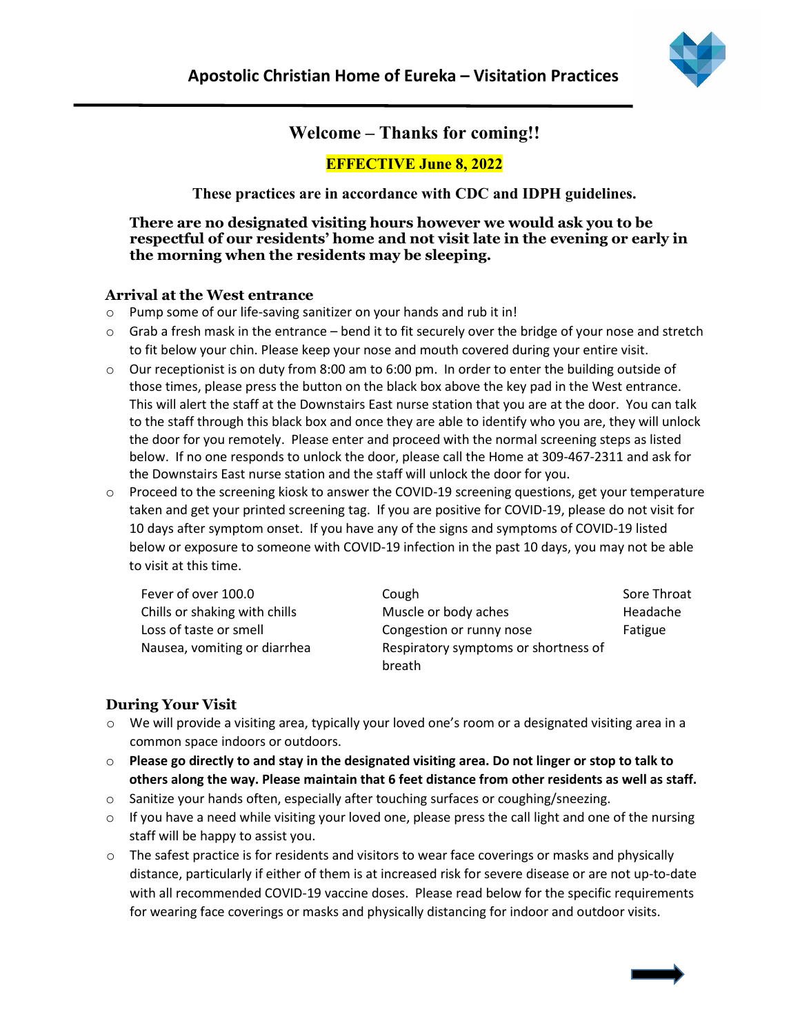# Apostolic Christian Home of Eureka – Visitation Practices

## Welcome – Thanks for coming!!

**EFFECTIVE June 8, 2022**

**These practices are in accordance with CDC and IDPH guidelines.**

**There are no designated visiting hours however we would ask you to be respectful of our residents' home and not visit late in the evening or early in the morning when the residents may be sleeping.**

### Arrival at the West entrance

- Pump some of our life-saving sanitizer on your hands and rub it in!
- Grab a fresh mask in the entrance – bend it to fit securely over the bridge of your nose and stretch to fit below your chin. Please keep your nose and mouth covered during your entire visit.
- Our receptionist is on duty from 8:00 am to 6:00 pm. In order to enter the building outside of those times, please press the button on the black box above the key pad in the West entrance. This will alert the staff at the Downstairs East nurse station that you are at the door. You can talk to the staff through this black box and once they are able to identify who you are, they will unlock the door for you remotely. Please enter and proceed with the normal screening steps as listed below. If no one responds to unlock the door, please call the Home at 309-467-2311 and ask for the Downstairs East nurse station and the staff will unlock the door for you.
- Proceed to the screening kiosk to answer the COVID-19 screening questions, get your temperature taken and get your printed screening tag. If you are positive for COVID-19, please do not visit for 10 days after symptom onset. If you have any of the signs and symptoms of COVID-19 listed below or exposure to someone with COVID-19 infection in the past 10 days, you may not be able to visit at this time.

| | | |
|---|---|---|
| Fever of over 100.0 | Cough | Sore Throat |
| Chills or shaking with chills | Muscle or body aches | Headache |
| Loss of taste or smell | Congestion or runny nose | Fatigue |
| Nausea, vomiting or diarrhea | Respiratory symptoms or shortness of breath | |

### During Your Visit

- We will provide a visiting area, typically your loved one's room or a designated visiting area in a common space indoors or outdoors.
- **Please go directly to and stay in the designated visiting area. Do not linger or stop to talk to others along the way. Please maintain that 6 feet distance from other residents as well as staff.**
- Sanitize your hands often, especially after touching surfaces or coughing/sneezing.
- If you have a need while visiting your loved one, please press the call light and one of the nursing staff will be happy to assist you.
- The safest practice is for residents and visitors to wear face coverings or masks and physically distance, particularly if either of them is at increased risk for severe disease or are not up-to-date with all recommended COVID-19 vaccine doses. Please read below for the specific requirements for wearing face coverings or masks and physically distancing for indoor and outdoor visits.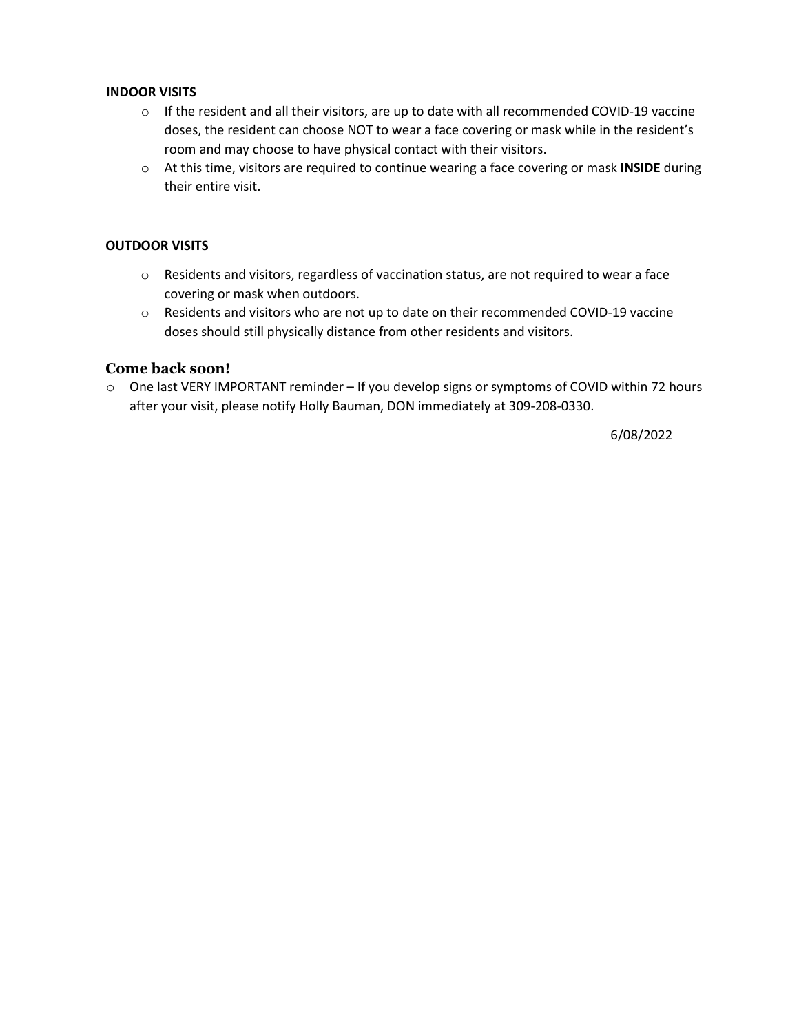**INDOOR VISITS**

- If the resident and all their visitors, are up to date with all recommended COVID-19 vaccine doses, the resident can choose NOT to wear a face covering or mask while in the resident's room and may choose to have physical contact with their visitors.
- At this time, visitors are required to continue wearing a face covering or mask **INSIDE** during their entire visit.

**OUTDOOR VISITS**

- Residents and visitors, regardless of vaccination status, are not required to wear a face covering or mask when outdoors.
- Residents and visitors who are not up to date on their recommended COVID-19 vaccine doses should still physically distance from other residents and visitors.

## Come back soon!

- One last VERY IMPORTANT reminder – If you develop signs or symptoms of COVID within 72 hours after your visit, please notify Holly Bauman, DON immediately at 309-208-0330.

6/08/2022